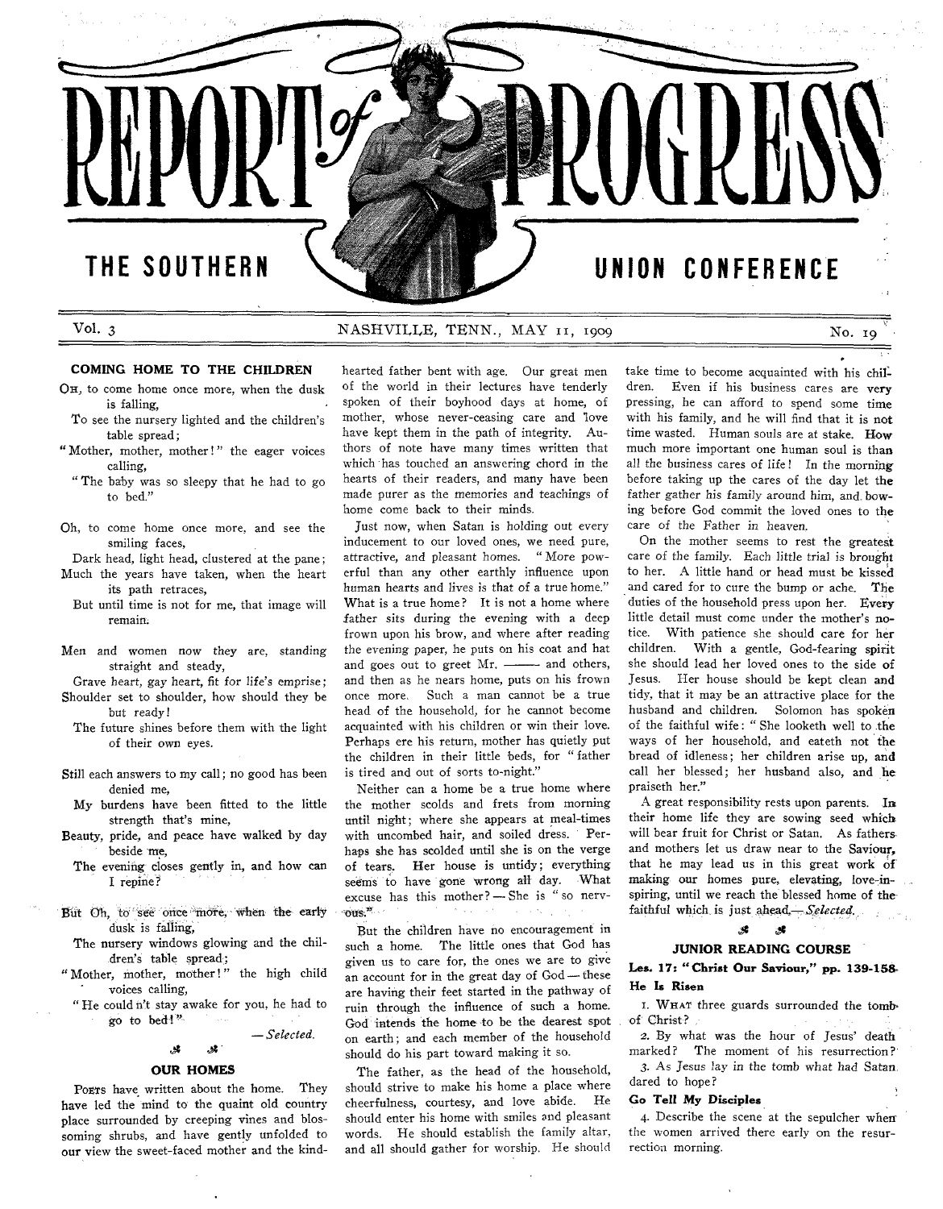# REPORT of PROGRESS

## THE SOUTHERN UNION CONFERENCE

Vol. 3 NASHVILLE, TENN., MAY 11, 1909 No. 19

### COMING HOME TO THE CHILDREN

OH, to come home once more, when the dusk is falling,
To see the nursery lighted and the children's table spread;
"Mother, mother, mother!" the eager voices calling,
"The baby was so sleepy that he had to go to bed."

Oh, to come home once more, and see the smiling faces,
Dark head, light head, clustered at the pane;
Much the years have taken, when the heart its path retraces,
But until time is not for me, that image will remain.

Men and women now they are, standing straight and steady,
Grave heart, gay heart, fit for life's emprise;
Shoulder set to shoulder, how should they be but ready!
The future shines before them with the light of their own eyes.

Still each answers to my call; no good has been denied me,
My burdens have been fitted to the little strength that's mine,
Beauty, pride, and peace have walked by day beside me,
The evening closes gently in, and how can I repine?

But Oh, to see once more, when the early dusk is falling,
The nursery windows glowing and the children's table spread;
"Mother, mother, mother!" the high child voices calling,
"He could n't stay awake for you, he had to go to bed!"

*— Selected.*

### OUR HOMES

POETS have written about the home. They have led the mind to the quaint old country place surrounded by creeping vines and blossoming shrubs, and have gently unfolded to our view the sweet-faced mother and the kind-hearted father bent with age. Our great men of the world in their lectures have tenderly spoken of their boyhood days at home, of mother, whose never-ceasing care and love have kept them in the path of integrity. Authors of note have many times written that which has touched an answering chord in the hearts of their readers, and many have been made purer as the memories and teachings of home come back to their minds.

Just now, when Satan is holding out every inducement to our loved ones, we need pure, attractive, and pleasant homes. "More powerful than any other earthly influence upon human hearts and lives is that of a true home." What is a true home? It is not a home where father sits during the evening with a deep frown upon his brow, and where after reading the evening paper, he puts on his coat and hat and goes out to greet Mr. ——— and others, and then as he nears home, puts on his frown once more. Such a man cannot be a true head of the household, for he cannot become acquainted with his children or win their love. Perhaps ere his return, mother has quietly put the children in their little beds, for "father is tired and out of sorts to-night."

Neither can a home be a true home where the mother scolds and frets from morning until night; where she appears at meal-times with uncombed hair, and soiled dress. Perhaps she has scolded until she is on the verge of tears. Her house is untidy; everything seems to have gone wrong all day. What excuse has this mother? — She is "so nervous."

But the children have no encouragement in such a home. The little ones that God has given us to care for, the ones we are to give an account for in the great day of God — these are having their feet started in the pathway of ruin through the influence of such a home. God intends the home to be the dearest spot on earth; and each member of the household should do his part toward making it so.

The father, as the head of the household, should strive to make his home a place where cheerfulness, courtesy, and love abide. He should enter his home with smiles and pleasant words. He should establish the family altar, and all should gather for worship. He should take time to become acquainted with his children. Even if his business cares are very pressing, he can afford to spend some time with his family, and he will find that it is not time wasted. Human souls are at stake. How much more important one human soul is than all the business cares of life! In the morning before taking up the cares of the day let the father gather his family around him, and bowing before God commit the loved ones to the care of the Father in heaven.

On the mother seems to rest the greatest care of the family. Each little trial is brought to her. A little hand or head must be kissed and cared for to cure the bump or ache. The duties of the household press upon her. Every little detail must come under the mother's notice. With patience she should care for her children. With a gentle, God-fearing spirit she should lead her loved ones to the side of Jesus. Her house should be kept clean and tidy, that it may be an attractive place for the husband and children. Solomon has spoken of the faithful wife: "She looketh well to the ways of her household, and eateth not the bread of idleness; her children arise up, and call her blessed; her husband also, and he praiseth her."

A great responsibility rests upon parents. In their home life they are sowing seed which will bear fruit for Christ or Satan. As fathers and mothers let us draw near to the Saviour, that he may lead us in this great work of making our homes pure, elevating, love-inspiring, until we reach the blessed home of the faithful which is just ahead.— *Selected.*

### JUNIOR READING COURSE

**Les. 17: "Christ Our Saviour," pp. 139-158.**

**He Is Risen**

1. WHAT three guards surrounded the tomb of Christ?
2. By what was the hour of Jesus' death marked? The moment of his resurrection?
3. As Jesus lay in the tomb what had Satan dared to hope?

**Go Tell My Disciples**

4. Describe the scene at the sepulcher when the women arrived there early on the resurrection morning.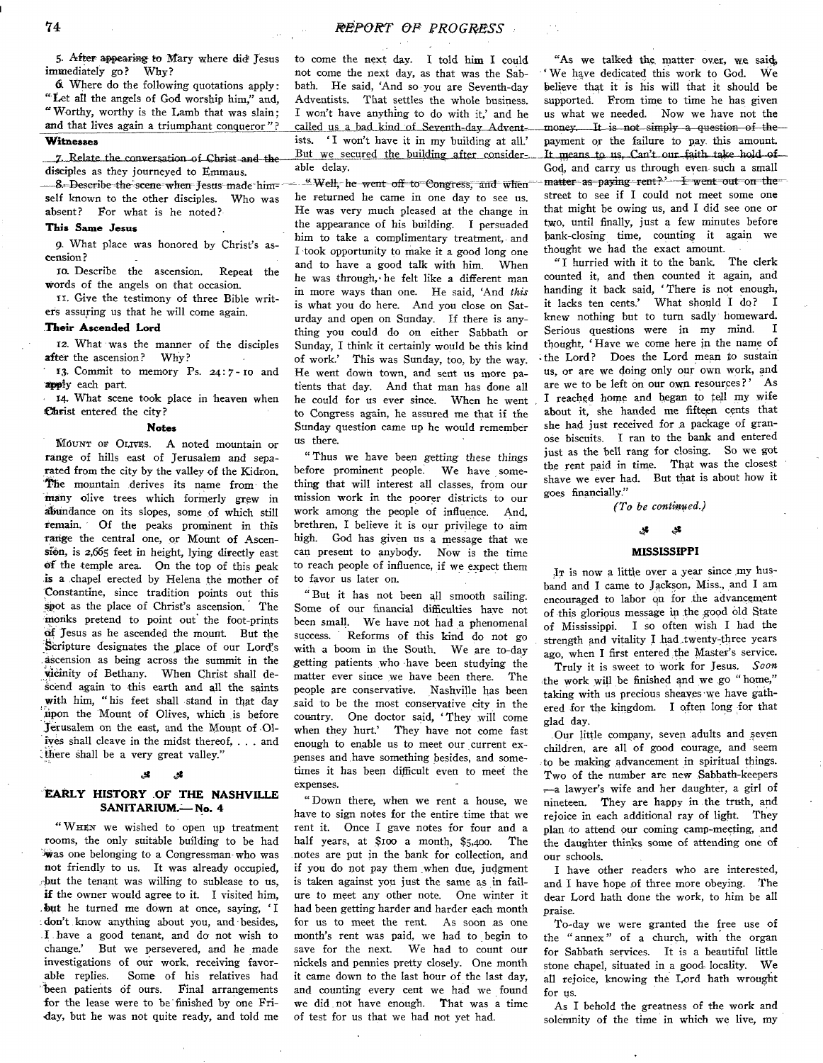5. After appearing to Mary where did Jesus immediately go? Why?

6. Where do the following quotations apply: "Let all the angels of God worship him," and, "Worthy, worthy is the Lamb that was slain; and that lives again a triumphant conqueror"?

**Witnesses**

7. Relate the conversation of Christ and the disciples as they journeyed to Emmaus.

8. Describe the scene when Jesus made himself known to the other disciples. Who was absent? For what is he noted?

**This Same Jesus**

9. What place was honored by Christ's ascension?

10. Describe the ascension. Repeat the words of the angels on that occasion.

11. Give the testimony of three Bible writers assuring us that he will come again.

**Their Ascended Lord**

12. What was the manner of the disciples after the ascension? Why?

13. Commit to memory Ps. 24:7-10 and apply each part.

14. What scene took place in heaven when Christ entered the city?

**Notes**

MOUNT OF OLIVES. A noted mountain or range of hills east of Jerusalem and separated from the city by the valley of the Kidron. The mountain derives its name from the many olive trees which formerly grew in abundance on its slopes, some of which still remain. Of the peaks prominent in this range the central one, or Mount of Ascension, is 2,665 feet in height, lying directly east of the temple area. On the top of this peak is a chapel erected by Helena the mother of Constantine, since tradition points out this spot as the place of Christ's ascension. The monks pretend to point out the foot-prints of Jesus as he ascended the mount. But the Scripture designates the place of our Lord's ascension as being across the summit in the vicinity of Bethany. When Christ shall descend again to this earth and all the saints with him, "his feet shall stand in that day upon the Mount of Olives, which is before Jerusalem on the east, and the Mount of Olives shall cleave in the midst thereof, . . . and there shall be a very great valley."

## EARLY HISTORY OF THE NASHVILLE SANITARIUM.— No. 4

"WHEN we wished to open up treatment rooms, the only suitable building to be had was one belonging to a Congressman who was not friendly to us. It was already occupied, but the tenant was willing to sublease to us, if the owner would agree to it. I visited him, but he turned me down at once, saying, 'I don't know anything about you, and besides, I have a good tenant, and do not wish to change.' But we persevered, and he made investigations of our work, receiving favorable replies. Some of his relatives had been patients of ours. Final arrangements for the lease were to be finished by one Friday, but he was not quite ready, and told me to come the next day. I told him I could not come the next day, as that was the Sabbath. He said, 'And so you are Seventh-day Adventists. That settles the whole business. I won't have anything to do with it,' and he called us a bad kind of Seventh-day Adventists. 'I won't have it in my building at all.' But we secured the building after considerable delay.

"Well, he went off to Congress, and when he returned he came in one day to see us. He was very much pleased at the change in the appearance of his building. I persuaded him to take a complimentary treatment, and I took opportunity to make it a good long one and to have a good talk with him. When he was through, he felt like a different man in more ways than one. He said, 'And *this* is what you do here. And you close on Saturday and open on Sunday. If there is anything you could do on either Sabbath or Sunday, I think it certainly would be this kind of work.' This was Sunday, too, by the way. He went down town, and sent us more patients that day. And that man has done all he could for us ever since. When he went to Congress again, he assured me that if the Sunday question came up he would remember us there.

"Thus we have been getting these things before prominent people. We have something that will interest all classes, from our mission work in the poorer districts to our work among the people of influence. And, brethren, I believe it is our privilege to aim high. God has given us a message that we can present to anybody. Now is the time to reach people of influence, if we expect them to favor us later on.

"But it has not been all smooth sailing. Some of our financial difficulties have not been small. We have not had a phenomenal success. Reforms of this kind do not go with a boom in the South. We are to-day getting patients who have been studying the matter ever since we have been there. The people are conservative. Nashville has been said to be the most conservative city in the country. One doctor said, 'They will come when they hurt.' They have not come fast enough to enable us to meet our current expenses and have something besides, and sometimes it has been difficult even to meet the expenses.

"Down there, when we rent a house, we have to sign notes for the entire time that we rent it. Once I gave notes for four and a half years, at $100 a month, $5,400. The notes are put in the bank for collection, and if you do not pay them when due, judgment is taken against you just the same as in failure to meet any other note. One winter it had been getting harder and harder each month for us to meet the rent. As soon as one month's rent was paid, we had to begin to save for the next. We had to count our nickels and pennies pretty closely. One month it came down to the last hour of the last day, and counting every cent we had we found we did not have enough. That was a time of test for us that we had not yet had.

"As we talked the matter over, we said, 'We have dedicated this work to God. We believe that it is his will that it should be supported. From time to time he has given us what we needed. Now we have not the money. It is not simply a question of the payment or the failure to pay this amount. It means to us, Can't our faith take hold of God, and carry us through even such a small matter as paying rent?' I went out on the street to see if I could not meet some one that might be owing us, and I did see one or two, until finally, just a few minutes before bank-closing time, counting it again we thought we had the exact amount.

"I hurried with it to the bank. The clerk counted it, and then counted it again, and handing it back said, 'There is not enough, it lacks ten cents.' What should I do? I knew nothing but to turn sadly homeward. Serious questions were in my mind. I thought, 'Have we come here in the name of the Lord? Does the Lord mean to sustain us, or are we doing only our own work, and are we to be left on our own resources?' As I reached home and began to tell my wife about it, she handed me fifteen cents that she had just received for a package of granose biscuits. I ran to the bank and entered just as the bell rang for closing. So we got the rent paid in time. That was the closest shave we ever had. But that is about how it goes financially."

*(To be continued.)*

## MISSISSIPPI

IT is now a little over a year since my husband and I came to Jackson, Miss., and I am encouraged to labor on for the advancement of this glorious message in the good old State of Mississippi. I so often wish I had the strength and vitality I had twenty-three years ago, when I first entered the Master's service.

Truly it is sweet to work for Jesus. *Soon* the work will be finished and we go "home," taking with us precious sheaves we have gathered for the kingdom. I often long for that glad day.

Our little company, seven adults and seven children, are all of good courage, and seem to be making advancement in spiritual things. Two of the number are new Sabbath-keepers —a lawyer's wife and her daughter, a girl of nineteen. They are happy in the truth, and rejoice in each additional ray of light. They plan to attend our coming camp-meeting, and the daughter thinks some of attending one of our schools.

I have other readers who are interested, and I have hope of three more obeying. The dear Lord hath done the work, to him be all praise.

To-day we were granted the free use of the "annex" of a church, with the organ for Sabbath services. It is a beautiful little stone chapel, situated in a good locality. We all rejoice, knowing the Lord hath wrought for us.

As I behold the greatness of the work and solemnity of the time in which we live, my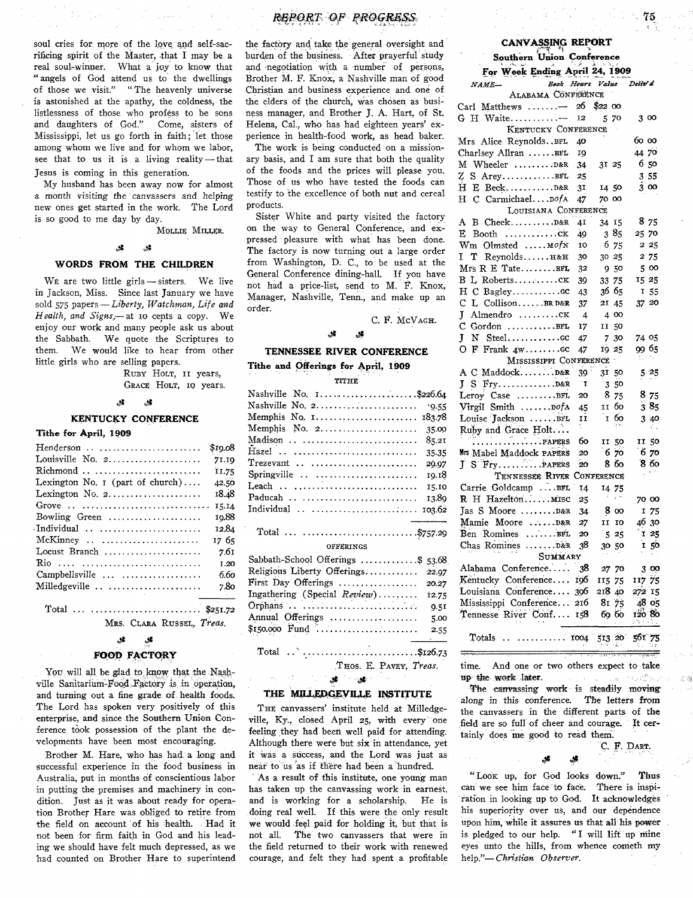soul cries for more of the love and self-sacrificing spirit of the Master, that I may be a real soul-winner. What a joy to know that "angels of God attend us to the dwellings of those we visit." "The heavenly universe is astonished at the apathy, the coldness, the listlessness of those who profess to be sons and daughters of God." Come, sisters of Mississippi, let us go forth in faith; let those among whom we live and for whom we labor, see that to us it is a living reality — that Jesus is coming in this generation.

My husband has been away now for almost a month visiting the canvassers and helping new ones get started in the work. The Lord is so good to me day by day.

MOLLIE MILLER.

## WORDS FROM THE CHILDREN

WE are two little girls — sisters. We live in Jackson, Miss. Since last January we have sold 575 papers — *Liberty, Watchman, Life and Health, and Signs*,— at 10 cents a copy. We enjoy our work and many people ask us about the Sabbath. We quote the Scriptures to them. We would like to hear from other little girls who are selling papers.

RUBY HOLT, 11 years,
GRACE HOLT, 10 years.

## KENTUCKY CONFERENCE

**Tithe for April, 1909**

| | |
|---|---|
| Henderson | $19.08 |
| Louisville No. 2 | 71.19 |
| Richmond | 11.75 |
| Lexington No. 1 (part of church) | 42.50 |
| Lexington No. 2 | 18.48 |
| Grove | 15.14 |
| Bowling Green | 19.88 |
| Individual | 12.84 |
| McKinney | 17 65 |
| Locust Branch | 7.61 |
| Rio | 1.20 |
| Campbellsville | 6.60 |
| Milledgeville | 7.80 |
| Total | $251.72 |

MRS. CLARA RUSSEL, *Treas.*

## FOOD FACTORY

YOU will all be glad to know that the Nashville Sanitarium-Food Factory is in operation, and turning out a fine grade of health foods. The Lord has spoken very positively of this enterprise, and since the Southern Union Conference took possession of the plant the developments have been most encouraging.

Brother M. Hare, who has had a long and successful experience in the food business in Australia, put in months of conscientious labor in putting the premises and machinery in condition. Just as it was about ready for operation Brother Hare was obliged to retire from the field on account of his health. Had it not been for firm faith in God and his leading we should have felt much depressed, as we had counted on Brother Hare to superintend the factory and take the general oversight and burden of the business. After prayerful study and negotiation with a number of persons, Brother M. F. Knox, a Nashville man of good Christian and business experience and one of the elders of the church, was chosen as business manager, and Brother J. A. Hart, of St. Helena, Cal., who has had eighteen years' experience in health-food work, as head baker.

The work is being conducted on a missionary basis, and I am sure that both the quality of the foods and the prices will please you. Those of us who have tested the foods can testify to the excellence of both nut and cereal products.

Sister White and party visited the factory on the way to General Conference, and expressed pleasure with what has been done. The factory is now turning out a large order from Washington, D. C., to be used at the General Conference dining-hall. If you have not had a price-list, send to M. F. Knox, Manager, Nashville, Tenn., and make up an order.

C. F. MCVAGH.

## TENNESSEE RIVER CONFERENCE

**Tithe and Offerings for April, 1909**

TITHE

| | |
|---|---|
| Nashville No. 1 | $226.64 |
| Nashville No. 2 | 9.55 |
| Memphis No. 1 | 183.78 |
| Memphis No. 2 | 35.00 |
| Madison | 85.21 |
| Hazel | 35.35 |
| Trezevant | 29.97 |
| Springville | 19.18 |
| Leach | 15.10 |
| Paducah | 13.89 |
| Individual | 103.62 |
| Total | $757.29 |

OFFERINGS

| | |
|---|---|
| Sabbath-School Offerings | $ 53.68 |
| Religious Liberty Offerings | 22.97 |
| First Day Offerings | 20.27 |
| Ingathering (Special *Review*) | 12.75 |
| Orphans | 9.51 |
| Annual Offerings | 5.00 |
| $150.000 Fund | 2.55 |
| Total | $126.73 |

THOS. E. PAVEY, *Treas.*

## THE MILLEDGEVILLE INSTITUTE

THE canvassers' institute held at Milledgeville, Ky., closed April 25, with every one feeling they had been well paid for attending. Although there were but six in attendance, yet it was a success, and the Lord was just as near to us as if there had been a hundred.

As a result of this institute, one young man has taken up the canvassing work in earnest, and is working for a scholarship. He is doing real well. If this were the only result we would feel paid for holding it, but that is not all. The two canvassers that were in the field returned to their work with renewed courage, and felt they had spent a profitable time. And one or two others expect to take up the work later.

The canvassing work is steadily moving along in this conference. The letters from the canvassers in the different parts of the field are so full of cheer and courage. It certainly does me good to read them.

C. F. DART.

## CANVASSING REPORT

**Southern Union Conference**

**For Week Ending April 24, 1909**

| NAME— | Book | Hours | Value | Deliv'd |
|---|---|---|---|---|
| **ALABAMA CONFERENCE** | | | | |
| Carl Matthews | — | 26 | $22 00 | |
| G H Waite | — | 12 | 5 70 | 3 00 |
| **KENTUCKY CONFERENCE** | | | | |
| Mrs Alice Reynolds | BFL | 40 | | 60 00 |
| Charlsey Allran | BFL | 19 | | 44 70 |
| M Wheeler | D&R | 34 | 31 25 | 6 50 |
| Z S Arey | BFL | 25 | | 3 55 |
| H E Beck | D&R | 31 | 14 50 | 3 00 |
| H C Carmichael | DofA | 47 | 70 00 | |
| **LOUISIANA CONFERENCE** | | | | |
| A B Cheek | D&R | 41 | 34 15 | 8 75 |
| E Booth | CK | 49 | 3 85 | 25 70 |
| Wm Olmsted | MofN | 10 | 6 75 | 2 25 |
| I T Reynolds | H&H | 30 | 30 25 | 2 75 |
| Mrs R E Tate | BFL | 32 | 9 50 | 5 00 |
| B L Roberts | CK | 39 | 33 75 | 15 25 |
| H C Bagley | GC | 43 | 36 65 | 1 55 |
| C L Collison | BR D&R | 37 | 21 45 | 37 20 |
| J Almendro | CK | 4 | 4 00 | |
| C Gordon | BFL | 17 | 11 50 | |
| J N Steel | GC | 47 | 7 30 | 74 05 |
| O F Frank 4w | GC | 47 | 19 25 | 99 65 |
| **MISSISSIPPI CONFERENCE** | | | | |
| A C Maddock | D&R | 39 | 31 50 | 5 25 |
| J S Fry | D&R | 1 | 3 50 | |
| Leroy Case | BFL | 20 | 8 75 | 8 75 |
| Virgil Smith | DofA | 45 | 11 60 | 3 85 |
| Louise Jackson | BFL | 11 | 1 60 | 3 40 |
| Ruby and Grace Holt | PAPERS | 60 | 11 50 | 11 50 |
| Mrs Mabel Maddock | PAPERS | 20 | 6 70 | 6 70 |
| J S Fry | PAPERS | 20 | 8 60 | 8 60 |
| **TENNESSEE RIVER CONFERENCE** | | | | |
| Carrie Goldcamp | BFL | 14 | 14 75 | |
| R H Hazelton | MISC | 25 | | 70 00 |
| Jas S Moore | D&R | 34 | 8 00 | 1 75 |
| Mamie Moore | D&R | 27 | 11 10 | 46 30 |
| Ben Romines | BFL | 20 | 5 25 | 1 25 |
| Chas Romines | D&R | 38 | 30 50 | 1 50 |
| **SUMMARY** | | | | |
| Alabama Conference | | 38 | 27 70 | 3 00 |
| Kentucky Conference | | 196 | 115 75 | 117 75 |
| Louisiana Conference | | 396 | 218 40 | 272 15 |
| Mississippi Conference | | 216 | 81 75 | 48 05 |
| Tennessee River Conf. | | 158 | 69 60 | 120 80 |
| Totals | | 1004 | 513 20 | 561 75 |

"LOOK up, for God looks down." Thus can we see him face to face. There is inspiration in looking up to God. It acknowledges his superiority over us, and our dependence upon him, while it assures us that all his power is pledged to our help. "I will lift up mine eyes unto the hills, from whence cometh my help."— *Christian Observer.*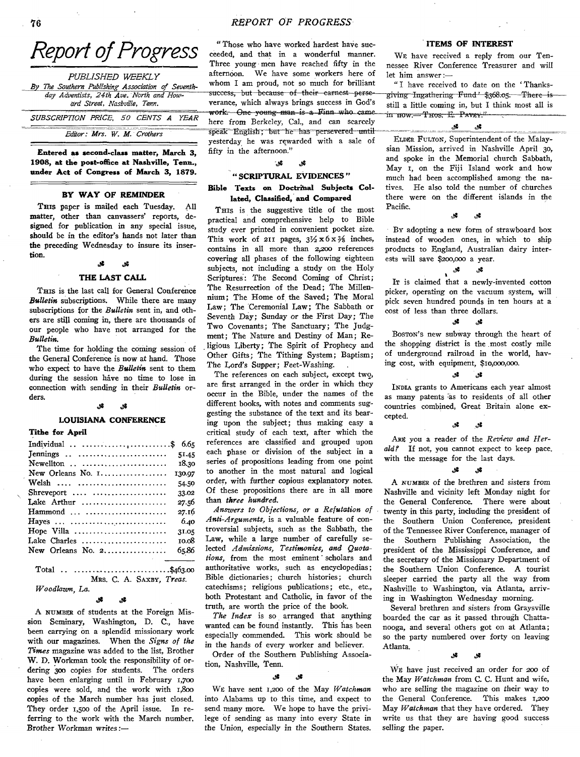# Report of Progress

*PUBLISHED WEEKLY*

*By The Southern Publishing Association of Seventh-day Adventists, 24th Ave. North and Howard Street, Nashville, Tenn.*

*SUBSCRIPTION PRICE, 50 CENTS A YEAR*

*Editor: Mrs. W. M. Crothers*

**Entered as second-class matter, March 3, 1908, at the post-office at Nashville, Tenn., under Act of Congress of March 3, 1879.**

### BY WAY OF REMINDER

THIS paper is mailed each Tuesday. All matter, other than canvassers' reports, designed for publication in any special issue, should be in the editor's hands not later than the preceding Wednesday to insure its insertion.

### THE LAST CALL

THIS is the last call for General Conference *Bulletin* subscriptions. While there are many subscriptions for the *Bulletin* sent in, and others are still coming in, there are thousands of our people who have not arranged for the *Bulletin*.

The time for holding the coming session of the General Conference is now at hand. Those who expect to have the *Bulletin* sent to them during the session have no time to lose in connection with sending in their *Bulletin* orders.

### LOUISIANA CONFERENCE

**Tithe for April**

| | |
|---|---|
| Individual | $ 6.65 |
| Jennings | 51.45 |
| Newellton | 18.30 |
| New Orleans No. 1 | 130.97 |
| Welsh | 54.50 |
| Shreveport | 33.02 |
| Lake Arthur | 27.56 |
| Hammond | 27.16 |
| Hayes | 6.40 |
| Hope Villa | 31.05 |
| Lake Charles | 10.08 |
| New Orleans No. 2 | 65.86 |
| Total | $463.00 |

MRS. C. A. SAXBY, *Treas.*

*Woodlawn, La.*

A NUMBER of students at the Foreign Mission Seminary, Washington, D. C., have been carrying on a splendid missionary work with our magazines. When the *Signs of the Times* magazine was added to the list, Brother W. D. Workman took the responsibility of ordering 300 copies for students. The orders have been enlarging until in February 1,700 copies were sold, and the work with 1,800 copies of the March number has just closed. They order 1,500 of the April issue. In referring to the work with the March number, Brother Workman writes:—

"Those who have worked hardest have succeeded, and that in a wonderful manner. Three young men have reached fifty in the afternoon. We have some workers here of whom I am proud, not so much for brilliant success, but because of their earnest perseverance, which always brings success in God's work. One young man is a Finn who came here from Berkeley, Cal., and can scarcely speak English; but he has persevered until yesterday he was rewarded with a sale of fifty in the afternoon."

### "SCRIPTURAL EVIDENCES"

**Bible Texts on Doctrinal Subjects Collated, Classified, and Compared**

THIS is the suggestive title of the most practical and comprehensive help to Bible study ever printed in convenient pocket size. This work of 211 pages, 3½ x 6 x ⅜ inches, contains in all more than 2,200 references covering all phases of the following eighteen subjects, not including a study on the Holy Scriptures: The Second Coming of Christ; The Resurrection of the Dead; The Millennium; The Home of the Saved; The Moral Law; The Ceremonial Law; The Sabbath or Seventh Day; Sunday or the First Day; The Two Covenants; The Sanctuary; The Judgment; The Nature and Destiny of Man; Religious Liberty; The Spirit of Prophecy and Other Gifts; The Tithing System; Baptism; The Lord's Supper; Feet-Washing.

The references on each subject, except two, are first arranged in the order in which they occur in the Bible, under the names of the different books, with notes and comments suggesting the substance of the text and its bearing upon the subject; thus making easy a critical study of each text, after which the references are classified and grouped upon each phase or division of the subject in a series of propositions leading from one point to another in the most natural and logical order, with further copious explanatory notes. Of these propositions there are in all more than *three hundred*.

*Answers to Objections, or a Refutation of Anti-Arguments,* is a valuable feature of controversial subjects, such as the Sabbath, the Law, while a large number of carefully selected *Admissions, Testimonies, and Quotations,* from the most eminent scholars and authoritative works, such as encyclopedias; Bible dictionaries; church histories; church catechisms; religious publications; etc., etc., both Protestant and Catholic, in favor of the truth, are worth the price of the book.

*The Index* is so arranged that anything wanted can be found instantly. This has been especially commended. This work should be in the hands of every worker and believer.

Order of the Southern Publishing Association, Nashville, Tenn.

WE have sent 1,200 of the May *Watchman* into Alabama up to this time, and expect to send many more. We hope to have the privilege of sending as many into every State in the Union, especially in the Southern States.

### ITEMS OF INTEREST

WE have received a reply from our Tennessee River Conference Treasurer and will let him answer:—

"I have received to date on the 'Thanksgiving Ingathering Fund' $368.05. There is still a little coming in, but I think most all is in now.—THOS. E. PAVEY."

ELDER FULTON, Superintendent of the Malaysian Mission, arrived in Nashville April 30, and spoke in the Memorial church Sabbath, May 1, on the Fiji Island work and how much had been accomplished among the natives. He also told the number of churches there were on the different islands in the Pacific.

BY adopting a new form of strawboard box instead of wooden ones, in which to ship products to England, Australian dairy interests will save $200,000 a year.

IT is claimed that a newly-invented cotton picker, operating on the vacuum system, will pick seven hundred pounds in ten hours at a cost of less than three dollars.

BOSTON'S new subway through the heart of the shopping district is the most costly mile of underground railroad in the world, having cost, with equipment, $10,000,000.

INDIA grants to Americans each year almost as many patents as to residents of all other countries combined, Great Britain alone excepted.

ARE you a reader of the *Review and Herald?* If not, you cannot expect to keep pace with the message for the last days.

A NUMBER of the brethren and sisters from Nashville and vicinity left Monday night for the General Conference. There were about twenty in this party, including the president of the Southern Union Conference, president of the Tennessee River Conference, manager of the Southern Publishing Association, the president of the Mississippi Conference, and the secretary of the Missionary Department of the Southern Union Conference. A tourist sleeper carried the party all the way from Nashville to Washington, via Atlanta, arriving in Washington Wednesday morning.

Several brethren and sisters from Graysville boarded the car as it passed through Chattanooga, and several others got on at Atlanta; so the party numbered over forty on leaving Atlanta.

WE have just received an order for 200 of the May *Watchman* from C. C. Hunt and wife, who are selling the magazine on their way to the General Conference. This makes 1,200 May *Watchman* that they have ordered. They write us that they are having good success selling the paper.